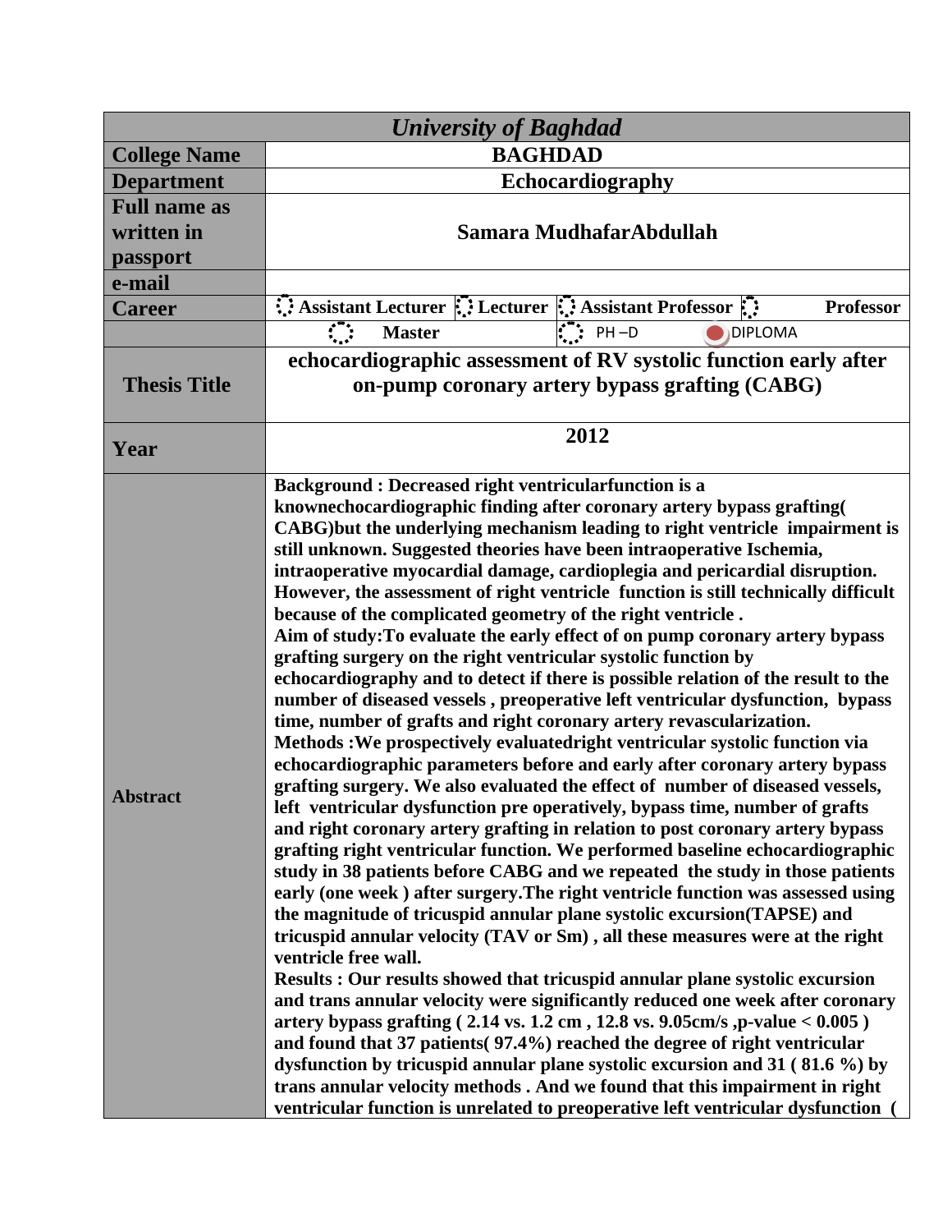| *University of Baghdad* | | | | |
|---|---|---|---|---|
| **College Name** | **BAGHDAD** | | | |
| **Department** | **Echocardiography** | | | |
| **Full name as written in passport** | **Samara MudhafarAbdullah** | | | |
| **e-mail** | | | | |
| **Career** | ○ **Assistant Lecturer** | ○ **Lecturer** | ○ **Assistant Professor** | ○ **Professor** |
| | ○ **Master** | ○ PH –D | ● DIPLOMA | |
| **Thesis Title** | **echocardiographic assessment of RV systolic function early after on-pump coronary artery bypass grafting (CABG)** | | | |
| **Year** | **2012** | | | |
| **Abstract** | **Background : Decreased right ventricularfunction is a knownechocardiographic finding after coronary artery bypass grafting( CABG)but the underlying mechanism leading to right ventricle impairment is still unknown. Suggested theories have been intraoperative Ischemia, intraoperative myocardial damage, cardioplegia and pericardial disruption. However, the assessment of right ventricle function is still technically difficult because of the complicated geometry of the right ventricle .**<br>**Aim of study:To evaluate the early effect of on pump coronary artery bypass grafting surgery on the right ventricular systolic function by echocardiography and to detect if there is possible relation of the result to the number of diseased vessels , preoperative left ventricular dysfunction, bypass time, number of grafts and right coronary artery revascularization.**<br>**Methods :We prospectively evaluatedright ventricular systolic function via echocardiographic parameters before and early after coronary artery bypass grafting surgery. We also evaluated the effect of number of diseased vessels, left ventricular dysfunction pre operatively, bypass time, number of grafts and right coronary artery grafting in relation to post coronary artery bypass grafting right ventricular function. We performed baseline echocardiographic study in 38 patients before CABG and we repeated the study in those patients early (one week ) after surgery.The right ventricle function was assessed using the magnitude of tricuspid annular plane systolic excursion(TAPSE) and tricuspid annular velocity (TAV or Sm) , all these measures were at the right ventricle free wall.**<br>**Results : Our results showed that tricuspid annular plane systolic excursion and trans annular velocity were significantly reduced one week after coronary artery bypass grafting ( 2.14 vs. 1.2 cm , 12.8 vs. 9.05cm/s ,p-value < 0.005 ) and found that 37 patients( 97.4%) reached the degree of right ventricular dysfunction by tricuspid annular plane systolic excursion and 31 ( 81.6 %) by trans annular velocity methods . And we found that this impairment in right ventricular function is unrelated to preoperative left ventricular dysfunction (** | | | |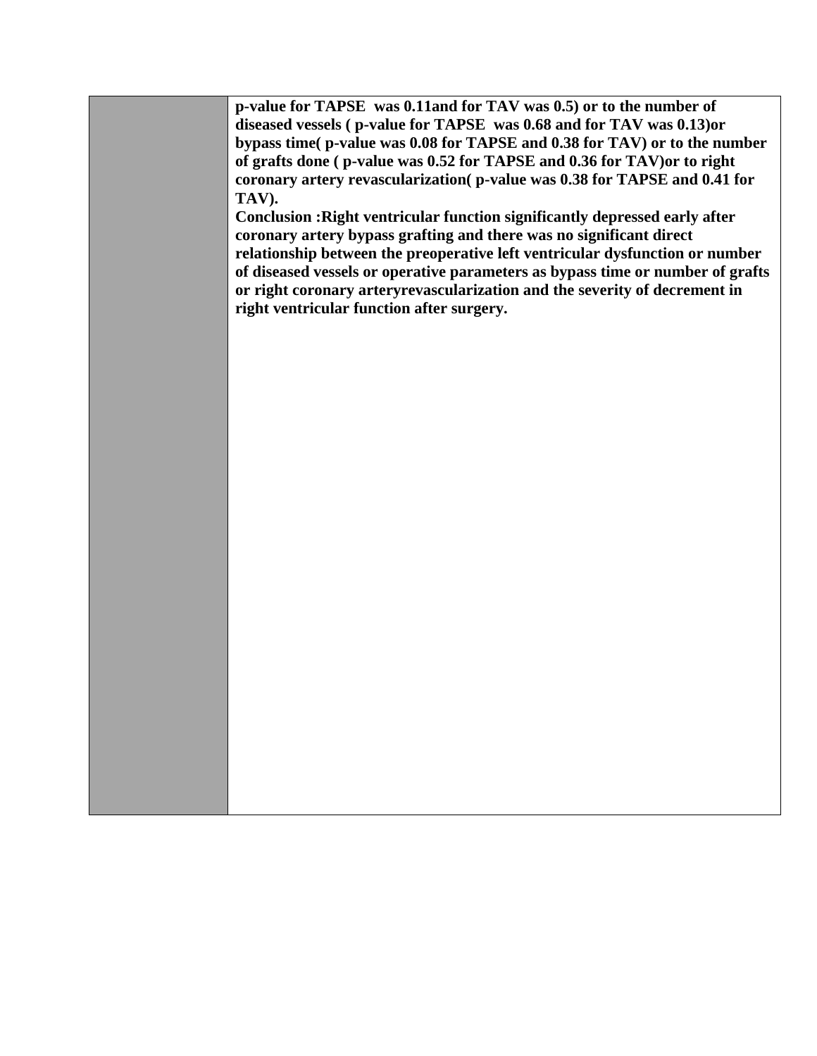**p-value for TAPSE was 0.11and for TAV was 0.5) or to the number of diseased vessels ( p-value for TAPSE was 0.68 and for TAV was 0.13)or bypass time( p-value was 0.08 for TAPSE and 0.38 for TAV) or to the number of grafts done ( p-value was 0.52 for TAPSE and 0.36 for TAV)or to right coronary artery revascularization( p-value was 0.38 for TAPSE and 0.41 for TAV).**

**Conclusion :Right ventricular function significantly depressed early after coronary artery bypass grafting and there was no significant direct relationship between the preoperative left ventricular dysfunction or number of diseased vessels or operative parameters as bypass time or number of grafts or right coronary arteryrevascularization and the severity of decrement in right ventricular function after surgery.**